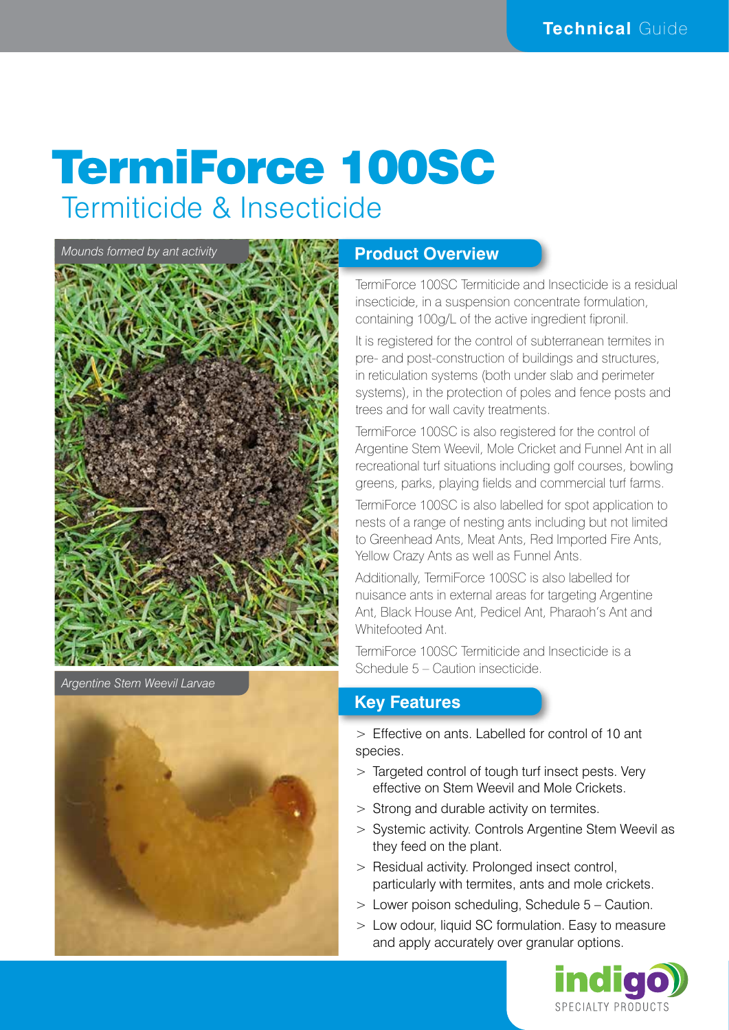# TermiForce 100SC

## Termiticide & Insecticide

*Mounds formed by ant activity*

*Argentine Stem Weevil Larvae*

## Product Overview

TermiForce 100SC Termiticide and Insecticide is a residual insecticide, in a suspension concentrate formulation, containing 100g/L of the active ingredient fipronil.

It is registered for the control of subterranean termites in pre- and post-construction of buildings and structures, in reticulation systems (both under slab and perimeter systems), in the protection of poles and fence posts and trees and for wall cavity treatments.

TermiForce 100SC is also registered for the control of Argentine Stem Weevil, Mole Cricket and Funnel Ant in all recreational turf situations including golf courses, bowling greens, parks, playing fields and commercial turf farms.

TermiForce 100SC is also labelled for spot application to nests of a range of nesting ants including but not limited to Greenhead Ants, Meat Ants, Red Imported Fire Ants, Yellow Crazy Ants as well as Funnel Ants.

Additionally, TermiForce 100SC is also labelled for nuisance ants in external areas for targeting Argentine Ant, Black House Ant, Pedicel Ant, Pharaoh's Ant and Whitefooted Ant.

TermiForce 100SC Termiticide and Insecticide is a Schedule 5 – Caution insecticide.

## Key Features

- Effective on ants. Labelled for control of 10 ant species.
- Targeted control of tough turf insect pests. Very effective on Stem Weevil and Mole Crickets.
- Strong and durable activity on termites.
- Systemic activity. Controls Argentine Stem Weevil as they feed on the plant.
- Residual activity. Prolonged insect control, particularly with termites, ants and mole crickets.
- Lower poison scheduling, Schedule 5 – Caution.
- Low odour, liquid SC formulation. Easy to measure and apply accurately over granular options.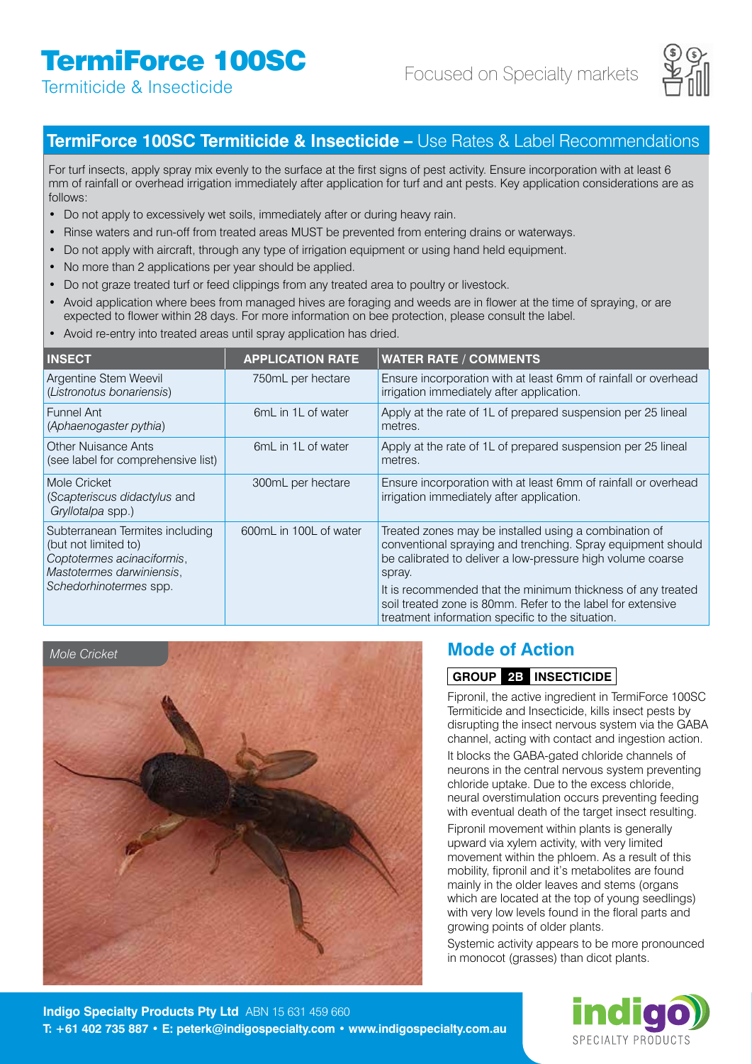# TermiForce 100SC

Termiticide & Insecticide

Focused on Specialty markets

## TermiForce 100SC Termiticide & Insecticide – Use Rates & Label Recommendations

For turf insects, apply spray mix evenly to the surface at the first signs of pest activity. Ensure incorporation with at least 6 mm of rainfall or overhead irrigation immediately after application for turf and ant pests. Key application considerations are as follows:

- Do not apply to excessively wet soils, immediately after or during heavy rain.
- Rinse waters and run-off from treated areas MUST be prevented from entering drains or waterways.
- Do not apply with aircraft, through any type of irrigation equipment or using hand held equipment.
- No more than 2 applications per year should be applied.
- Do not graze treated turf or feed clippings from any treated area to poultry or livestock.
- Avoid application where bees from managed hives are foraging and weeds are in flower at the time of spraying, or are expected to flower within 28 days. For more information on bee protection, please consult the label.
- Avoid re-entry into treated areas until spray application has dried.

| INSECT | APPLICATION RATE | WATER RATE / COMMENTS |
|---|---|---|
| Argentine Stem Weevil (*Listronotus bonariensis*) | 750mL per hectare | Ensure incorporation with at least 6mm of rainfall or overhead irrigation immediately after application. |
| Funnel Ant (*Aphaenogaster pythia*) | 6mL in 1L of water | Apply at the rate of 1L of prepared suspension per 25 lineal metres. |
| Other Nuisance Ants (see label for comprehensive list) | 6mL in 1L of water | Apply at the rate of 1L of prepared suspension per 25 lineal metres. |
| Mole Cricket (*Scapteriscus didactylus* and *Gryllotalpa* spp.) | 300mL per hectare | Ensure incorporation with at least 6mm of rainfall or overhead irrigation immediately after application. |
| Subterranean Termites including (but not limited to) *Coptotermes acinaciformis*, *Mastotermes darwiniensis*, *Schedorhinotermes* spp. | 600mL in 100L of water | Treated zones may be installed using a combination of conventional spraying and trenching. Spray equipment should be calibrated to deliver a low-pressure high volume coarse spray. It is recommended that the minimum thickness of any treated soil treated zone is 80mm. Refer to the label for extensive treatment information specific to the situation. |

Mole Cricket

## Mode of Action

**GROUP 2B INSECTICIDE**

Fipronil, the active ingredient in TermiForce 100SC Termiticide and Insecticide, kills insect pests by disrupting the insect nervous system via the GABA channel, acting with contact and ingestion action.

It blocks the GABA-gated chloride channels of neurons in the central nervous system preventing chloride uptake. Due to the excess chloride, neural overstimulation occurs preventing feeding with eventual death of the target insect resulting.

Fipronil movement within plants is generally upward via xylem activity, with very limited movement within the phloem. As a result of this mobility, fipronil and it's metabolites are found mainly in the older leaves and stems (organs which are located at the top of young seedlings) with very low levels found in the floral parts and growing points of older plants.

Systemic activity appears to be more pronounced in monocot (grasses) than dicot plants.

**Indigo Specialty Products Pty Ltd** ABN 15 631 459 660
**T: +61 402 735 887 • E: peterk@indigospecialty.com • www.indigospecialty.com.au**

indigo SPECIALTY PRODUCTS